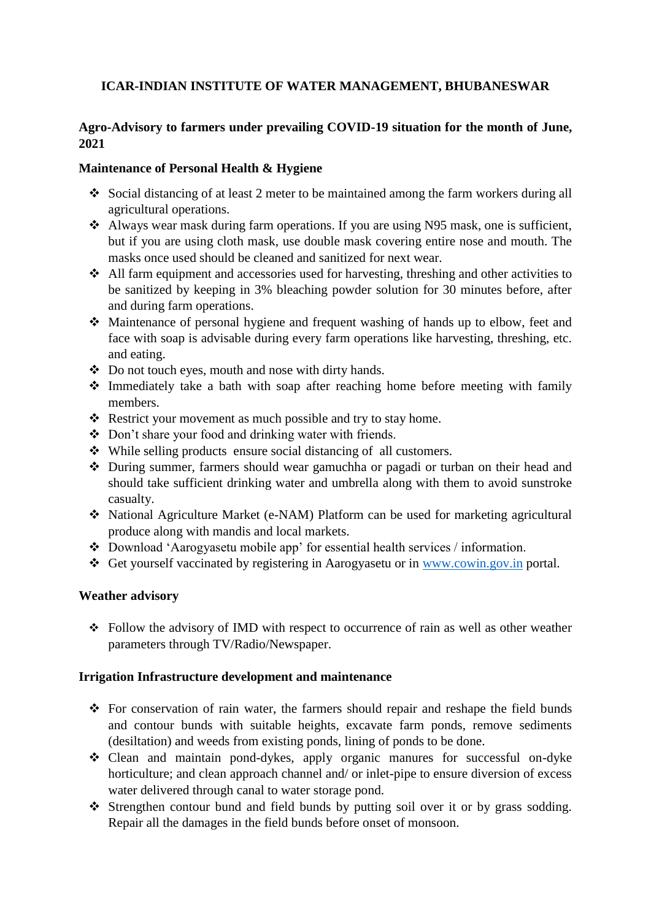# ICAR-INDIAN INSTITUTE OF WATER MANAGEMENT, BHUBANESWAR

## Agro-Advisory to farmers under prevailing COVID-19 situation for the month of June, 2021

### Maintenance of Personal Health & Hygiene

- Social distancing of at least 2 meter to be maintained among the farm workers during all agricultural operations.
- Always wear mask during farm operations. If you are using N95 mask, one is sufficient, but if you are using cloth mask, use double mask covering entire nose and mouth. The masks once used should be cleaned and sanitized for next wear.
- All farm equipment and accessories used for harvesting, threshing and other activities to be sanitized by keeping in 3% bleaching powder solution for 30 minutes before, after and during farm operations.
- Maintenance of personal hygiene and frequent washing of hands up to elbow, feet and face with soap is advisable during every farm operations like harvesting, threshing, etc. and eating.
- Do not touch eyes, mouth and nose with dirty hands.
- Immediately take a bath with soap after reaching home before meeting with family members.
- Restrict your movement as much possible and try to stay home.
- Don't share your food and drinking water with friends.
- While selling products ensure social distancing of all customers.
- During summer, farmers should wear gamuchha or pagadi or turban on their head and should take sufficient drinking water and umbrella along with them to avoid sunstroke casualty.
- National Agriculture Market (e-NAM) Platform can be used for marketing agricultural produce along with mandis and local markets.
- Download 'Aarogyasetu mobile app' for essential health services / information.
- Get yourself vaccinated by registering in Aarogyasetu or in [www.cowin.gov.in](http://www.cowin.gov.in) portal.

### Weather advisory

- Follow the advisory of IMD with respect to occurrence of rain as well as other weather parameters through TV/Radio/Newspaper.

### Irrigation Infrastructure development and maintenance

- For conservation of rain water, the farmers should repair and reshape the field bunds and contour bunds with suitable heights, excavate farm ponds, remove sediments (desiltation) and weeds from existing ponds, lining of ponds to be done.
- Clean and maintain pond-dykes, apply organic manures for successful on-dyke horticulture; and clean approach channel and/ or inlet-pipe to ensure diversion of excess water delivered through canal to water storage pond.
- Strengthen contour bund and field bunds by putting soil over it or by grass sodding. Repair all the damages in the field bunds before onset of monsoon.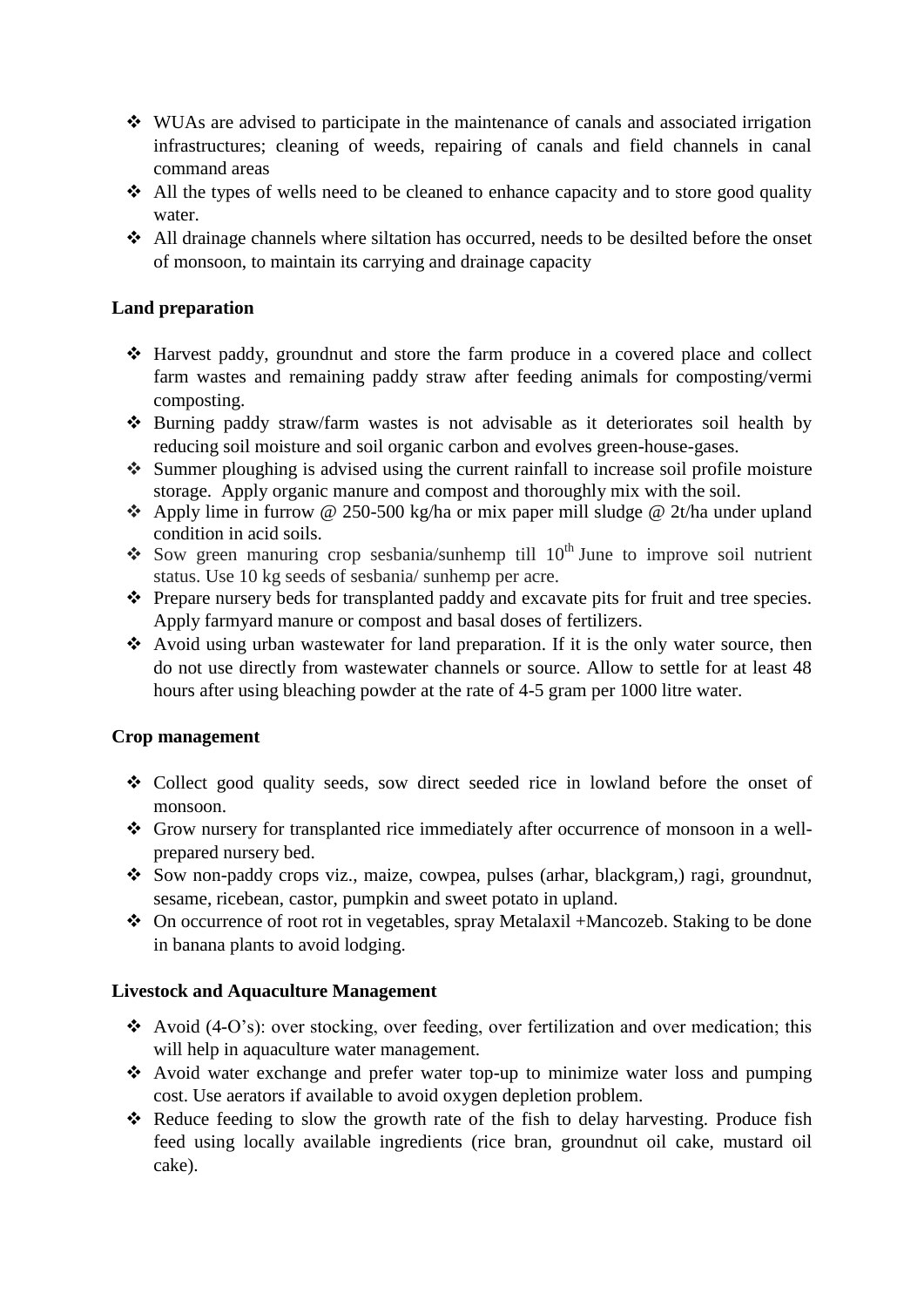- WUAs are advised to participate in the maintenance of canals and associated irrigation infrastructures; cleaning of weeds, repairing of canals and field channels in canal command areas
- All the types of wells need to be cleaned to enhance capacity and to store good quality water.
- All drainage channels where siltation has occurred, needs to be desilted before the onset of monsoon, to maintain its carrying and drainage capacity

**Land preparation**

- Harvest paddy, groundnut and store the farm produce in a covered place and collect farm wastes and remaining paddy straw after feeding animals for composting/vermi composting.
- Burning paddy straw/farm wastes is not advisable as it deteriorates soil health by reducing soil moisture and soil organic carbon and evolves green-house-gases.
- Summer ploughing is advised using the current rainfall to increase soil profile moisture storage. Apply organic manure and compost and thoroughly mix with the soil.
- Apply lime in furrow @ 250-500 kg/ha or mix paper mill sludge @ 2t/ha under upland condition in acid soils.
- Sow green manuring crop sesbania/sunhemp till 10th June to improve soil nutrient status. Use 10 kg seeds of sesbania/ sunhemp per acre.
- Prepare nursery beds for transplanted paddy and excavate pits for fruit and tree species. Apply farmyard manure or compost and basal doses of fertilizers.
- Avoid using urban wastewater for land preparation. If it is the only water source, then do not use directly from wastewater channels or source. Allow to settle for at least 48 hours after using bleaching powder at the rate of 4-5 gram per 1000 litre water.

**Crop management**

- Collect good quality seeds, sow direct seeded rice in lowland before the onset of monsoon.
- Grow nursery for transplanted rice immediately after occurrence of monsoon in a well-prepared nursery bed.
- Sow non-paddy crops viz., maize, cowpea, pulses (arhar, blackgram,) ragi, groundnut, sesame, ricebean, castor, pumpkin and sweet potato in upland.
- On occurrence of root rot in vegetables, spray Metalaxil +Mancozeb. Staking to be done in banana plants to avoid lodging.

**Livestock and Aquaculture Management**

- Avoid (4-O's): over stocking, over feeding, over fertilization and over medication; this will help in aquaculture water management.
- Avoid water exchange and prefer water top-up to minimize water loss and pumping cost. Use aerators if available to avoid oxygen depletion problem.
- Reduce feeding to slow the growth rate of the fish to delay harvesting. Produce fish feed using locally available ingredients (rice bran, groundnut oil cake, mustard oil cake).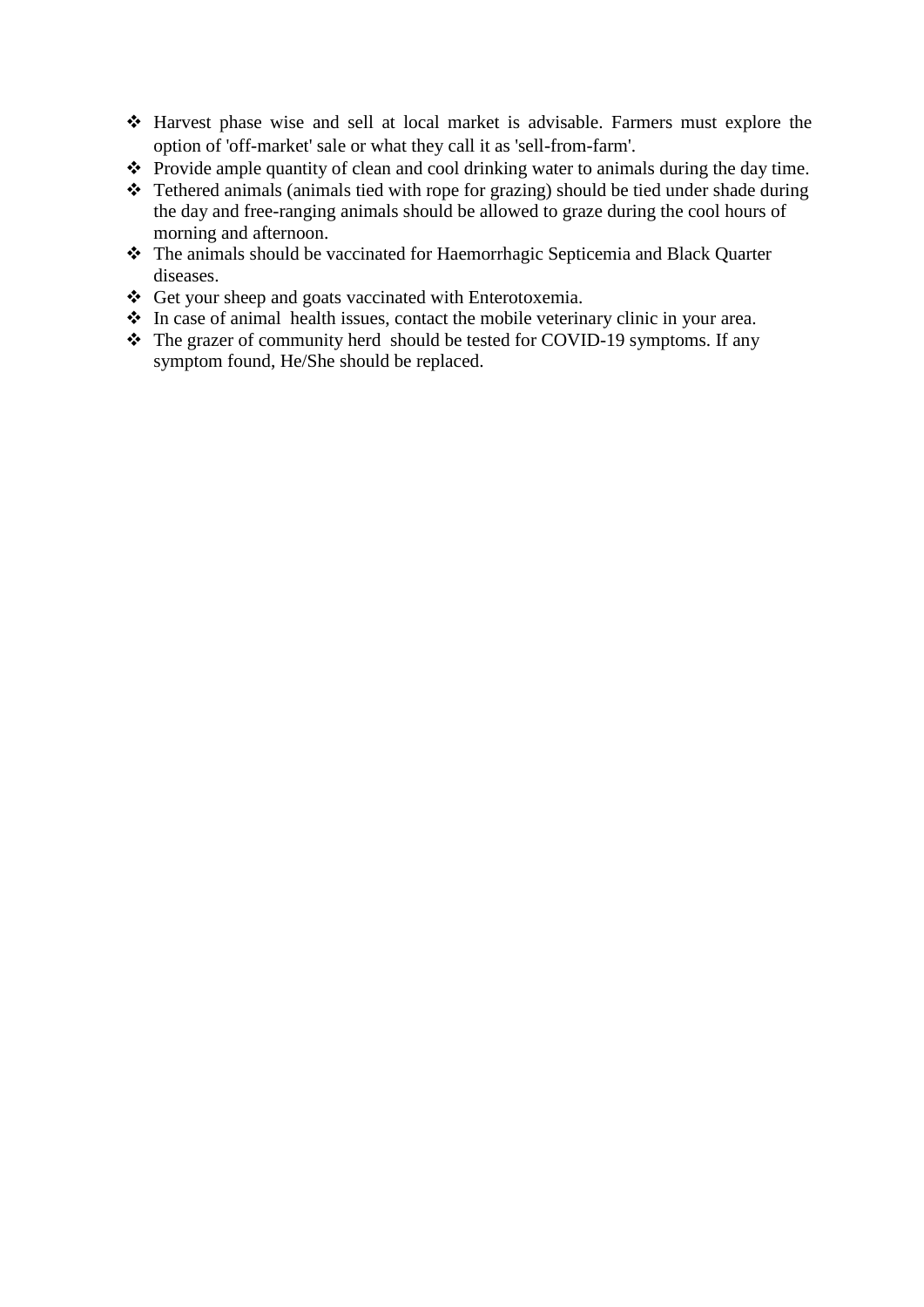- Harvest phase wise and sell at local market is advisable. Farmers must explore the option of 'off-market' sale or what they call it as 'sell-from-farm'.
- Provide ample quantity of clean and cool drinking water to animals during the day time.
- Tethered animals (animals tied with rope for grazing) should be tied under shade during the day and free-ranging animals should be allowed to graze during the cool hours of morning and afternoon.
- The animals should be vaccinated for Haemorrhagic Septicemia and Black Quarter diseases.
- Get your sheep and goats vaccinated with Enterotoxemia.
- In case of animal health issues, contact the mobile veterinary clinic in your area.
- The grazer of community herd should be tested for COVID-19 symptoms. If any symptom found, He/She should be replaced.